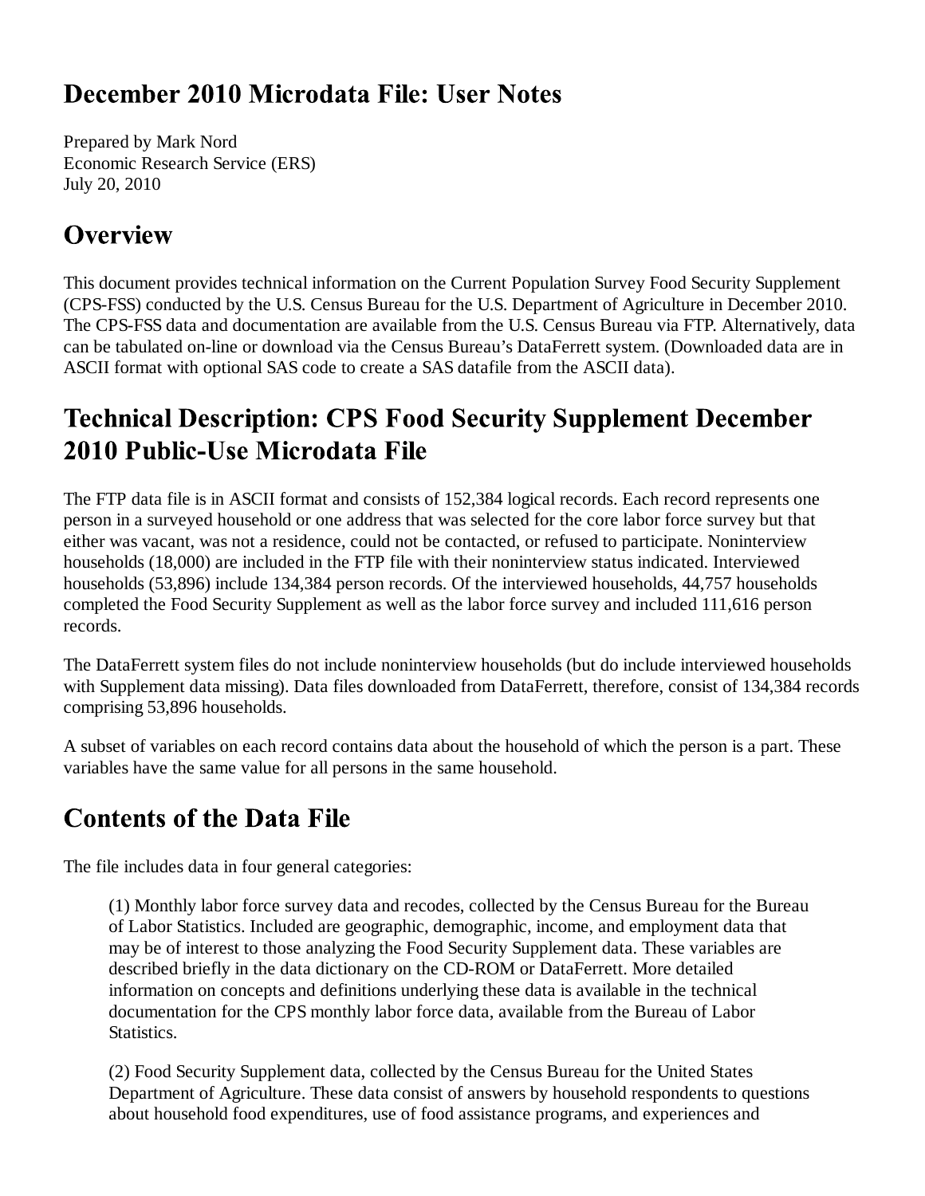# December 2010 Microdata File: User Notes

Prepared by Mark Nord
Economic Research Service (ERS)
July 20, 2010

## Overview

This document provides technical information on the Current Population Survey Food Security Supplement (CPS-FSS) conducted by the U.S. Census Bureau for the U.S. Department of Agriculture in December 2010. The CPS-FSS data and documentation are available from the U.S. Census Bureau via FTP. Alternatively, data can be tabulated on-line or download via the Census Bureau's DataFerrett system. (Downloaded data are in ASCII format with optional SAS code to create a SAS datafile from the ASCII data).

## Technical Description: CPS Food Security Supplement December 2010 Public-Use Microdata File

The FTP data file is in ASCII format and consists of 152,384 logical records. Each record represents one person in a surveyed household or one address that was selected for the core labor force survey but that either was vacant, was not a residence, could not be contacted, or refused to participate. Noninterview households (18,000) are included in the FTP file with their noninterview status indicated. Interviewed households (53,896) include 134,384 person records. Of the interviewed households, 44,757 households completed the Food Security Supplement as well as the labor force survey and included 111,616 person records.

The DataFerrett system files do not include noninterview households (but do include interviewed households with Supplement data missing). Data files downloaded from DataFerrett, therefore, consist of 134,384 records comprising 53,896 households.

A subset of variables on each record contains data about the household of which the person is a part. These variables have the same value for all persons in the same household.

## Contents of the Data File

The file includes data in four general categories:

(1) Monthly labor force survey data and recodes, collected by the Census Bureau for the Bureau of Labor Statistics. Included are geographic, demographic, income, and employment data that may be of interest to those analyzing the Food Security Supplement data. These variables are described briefly in the data dictionary on the CD-ROM or DataFerrett. More detailed information on concepts and definitions underlying these data is available in the technical documentation for the CPS monthly labor force data, available from the Bureau of Labor Statistics.

(2) Food Security Supplement data, collected by the Census Bureau for the United States Department of Agriculture. These data consist of answers by household respondents to questions about household food expenditures, use of food assistance programs, and experiences and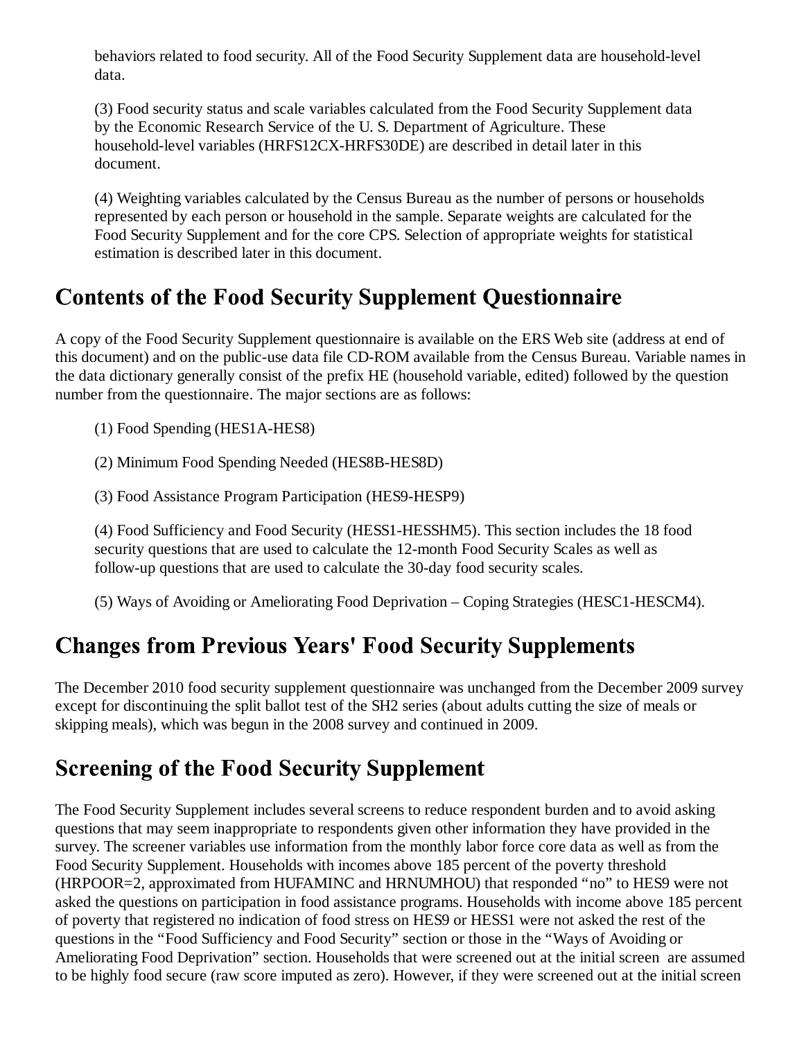behaviors related to food security. All of the Food Security Supplement data are household-level data.

(3) Food security status and scale variables calculated from the Food Security Supplement data by the Economic Research Service of the U. S. Department of Agriculture. These household-level variables (HRFS12CX-HRFS30DE) are described in detail later in this document.

(4) Weighting variables calculated by the Census Bureau as the number of persons or households represented by each person or household in the sample. Separate weights are calculated for the Food Security Supplement and for the core CPS. Selection of appropriate weights for statistical estimation is described later in this document.

## Contents of the Food Security Supplement Questionnaire

A copy of the Food Security Supplement questionnaire is available on the ERS Web site (address at end of this document) and on the public-use data file CD-ROM available from the Census Bureau. Variable names in the data dictionary generally consist of the prefix HE (household variable, edited) followed by the question number from the questionnaire. The major sections are as follows:

(1) Food Spending (HES1A-HES8)

(2) Minimum Food Spending Needed (HES8B-HES8D)

(3) Food Assistance Program Participation (HES9-HESP9)

(4) Food Sufficiency and Food Security (HESS1-HESSHM5). This section includes the 18 food security questions that are used to calculate the 12-month Food Security Scales as well as follow-up questions that are used to calculate the 30-day food security scales.

(5) Ways of Avoiding or Ameliorating Food Deprivation – Coping Strategies (HESC1-HESCM4).

## Changes from Previous Years' Food Security Supplements

The December 2010 food security supplement questionnaire was unchanged from the December 2009 survey except for discontinuing the split ballot test of the SH2 series (about adults cutting the size of meals or skipping meals), which was begun in the 2008 survey and continued in 2009.

## Screening of the Food Security Supplement

The Food Security Supplement includes several screens to reduce respondent burden and to avoid asking questions that may seem inappropriate to respondents given other information they have provided in the survey. The screener variables use information from the monthly labor force core data as well as from the Food Security Supplement. Households with incomes above 185 percent of the poverty threshold (HRPOOR=2, approximated from HUFAMINC and HRNUMHOU) that responded "no" to HES9 were not asked the questions on participation in food assistance programs. Households with income above 185 percent of poverty that registered no indication of food stress on HES9 or HESS1 were not asked the rest of the questions in the "Food Sufficiency and Food Security" section or those in the "Ways of Avoiding or Ameliorating Food Deprivation" section. Households that were screened out at the initial screen are assumed to be highly food secure (raw score imputed as zero). However, if they were screened out at the initial screen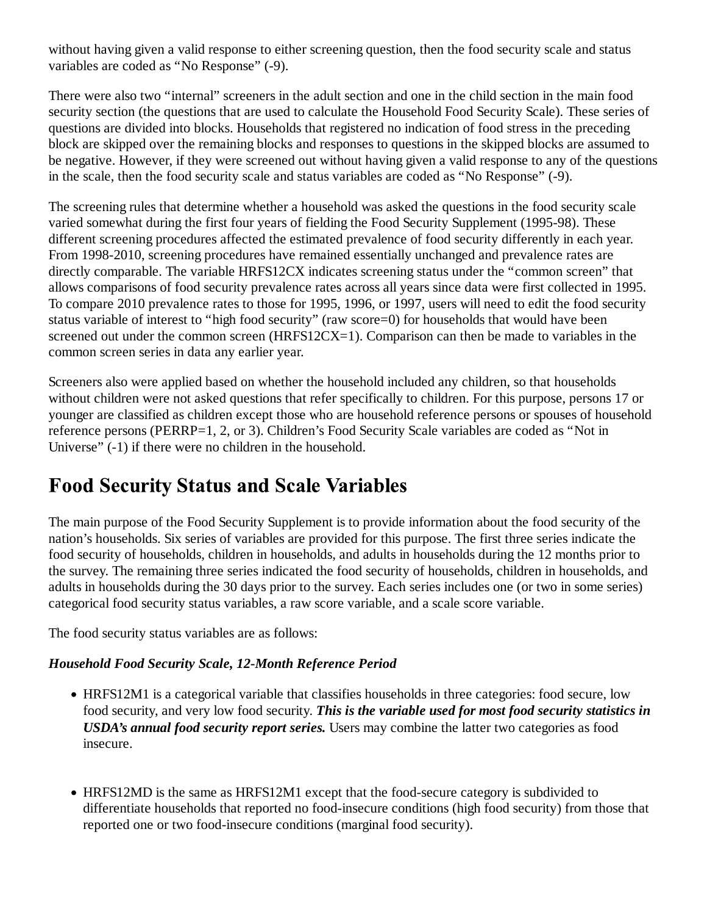without having given a valid response to either screening question, then the food security scale and status variables are coded as “No Response” (-9).

There were also two “internal” screeners in the adult section and one in the child section in the main food security section (the questions that are used to calculate the Household Food Security Scale). These series of questions are divided into blocks. Households that registered no indication of food stress in the preceding block are skipped over the remaining blocks and responses to questions in the skipped blocks are assumed to be negative. However, if they were screened out without having given a valid response to any of the questions in the scale, then the food security scale and status variables are coded as “No Response” (-9).

The screening rules that determine whether a household was asked the questions in the food security scale varied somewhat during the first four years of fielding the Food Security Supplement (1995-98). These different screening procedures affected the estimated prevalence of food security differently in each year. From 1998-2010, screening procedures have remained essentially unchanged and prevalence rates are directly comparable. The variable HRFS12CX indicates screening status under the “common screen” that allows comparisons of food security prevalence rates across all years since data were first collected in 1995. To compare 2010 prevalence rates to those for 1995, 1996, or 1997, users will need to edit the food security status variable of interest to “high food security” (raw score=0) for households that would have been screened out under the common screen (HRFS12CX=1). Comparison can then be made to variables in the common screen series in data any earlier year.

Screeners also were applied based on whether the household included any children, so that households without children were not asked questions that refer specifically to children. For this purpose, persons 17 or younger are classified as children except those who are household reference persons or spouses of household reference persons (PERRP=1, 2, or 3). Children’s Food Security Scale variables are coded as “Not in Universe” (-1) if there were no children in the household.

## Food Security Status and Scale Variables

The main purpose of the Food Security Supplement is to provide information about the food security of the nation’s households. Six series of variables are provided for this purpose. The first three series indicate the food security of households, children in households, and adults in households during the 12 months prior to the survey. The remaining three series indicated the food security of households, children in households, and adults in households during the 30 days prior to the survey. Each series includes one (or two in some series) categorical food security status variables, a raw score variable, and a scale score variable.

The food security status variables are as follows:

***Household Food Security Scale, 12-Month Reference Period***

- HRFS12M1 is a categorical variable that classifies households in three categories: food secure, low food security, and very low food security. ***This is the variable used for most food security statistics in USDA’s annual food security report series.*** Users may combine the latter two categories as food insecure.

- HRFS12MD is the same as HRFS12M1 except that the food-secure category is subdivided to differentiate households that reported no food-insecure conditions (high food security) from those that reported one or two food-insecure conditions (marginal food security).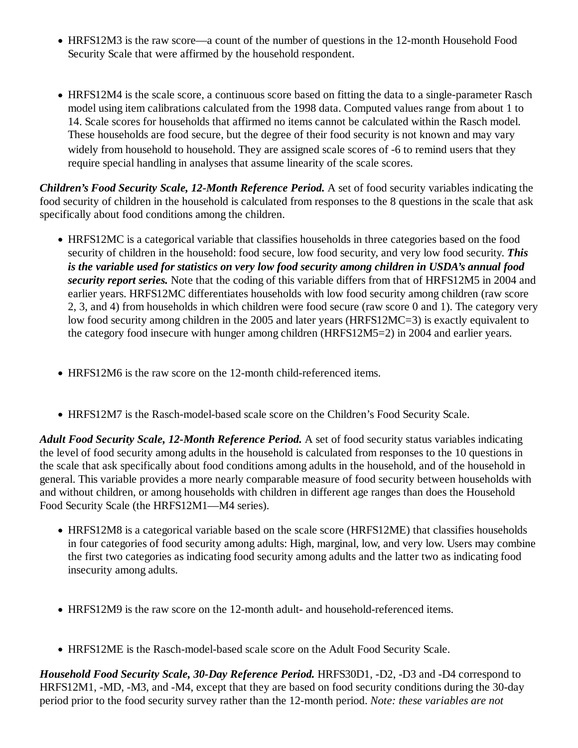- HRFS12M3 is the raw score—a count of the number of questions in the 12-month Household Food Security Scale that were affirmed by the household respondent.

- HRFS12M4 is the scale score, a continuous score based on fitting the data to a single-parameter Rasch model using item calibrations calculated from the 1998 data. Computed values range from about 1 to 14. Scale scores for households that affirmed no items cannot be calculated within the Rasch model. These households are food secure, but the degree of their food security is not known and may vary widely from household to household. They are assigned scale scores of -6 to remind users that they require special handling in analyses that assume linearity of the scale scores.

***Children's Food Security Scale, 12-Month Reference Period.*** A set of food security variables indicating the food security of children in the household is calculated from responses to the 8 questions in the scale that ask specifically about food conditions among the children.

- HRFS12MC is a categorical variable that classifies households in three categories based on the food security of children in the household: food secure, low food security, and very low food security. ***This is the variable used for statistics on very low food security among children in USDA's annual food security report series.*** Note that the coding of this variable differs from that of HRFS12M5 in 2004 and earlier years. HRFS12MC differentiates households with low food security among children (raw score 2, 3, and 4) from households in which children were food secure (raw score 0 and 1). The category very low food security among children in the 2005 and later years (HRFS12MC=3) is exactly equivalent to the category food insecure with hunger among children (HRFS12M5=2) in 2004 and earlier years.

- HRFS12M6 is the raw score on the 12-month child-referenced items.

- HRFS12M7 is the Rasch-model-based scale score on the Children's Food Security Scale.

***Adult Food Security Scale, 12-Month Reference Period.*** A set of food security status variables indicating the level of food security among adults in the household is calculated from responses to the 10 questions in the scale that ask specifically about food conditions among adults in the household, and of the household in general. This variable provides a more nearly comparable measure of food security between households with and without children, or among households with children in different age ranges than does the Household Food Security Scale (the HRFS12M1—M4 series).

- HRFS12M8 is a categorical variable based on the scale score (HRFS12ME) that classifies households in four categories of food security among adults: High, marginal, low, and very low. Users may combine the first two categories as indicating food security among adults and the latter two as indicating food insecurity among adults.

- HRFS12M9 is the raw score on the 12-month adult- and household-referenced items.

- HRFS12ME is the Rasch-model-based scale score on the Adult Food Security Scale.

***Household Food Security Scale, 30-Day Reference Period.*** HRFS30D1, -D2, -D3 and -D4 correspond to HRFS12M1, -MD, -M3, and -M4, except that they are based on food security conditions during the 30-day period prior to the food security survey rather than the 12-month period. *Note: these variables are not*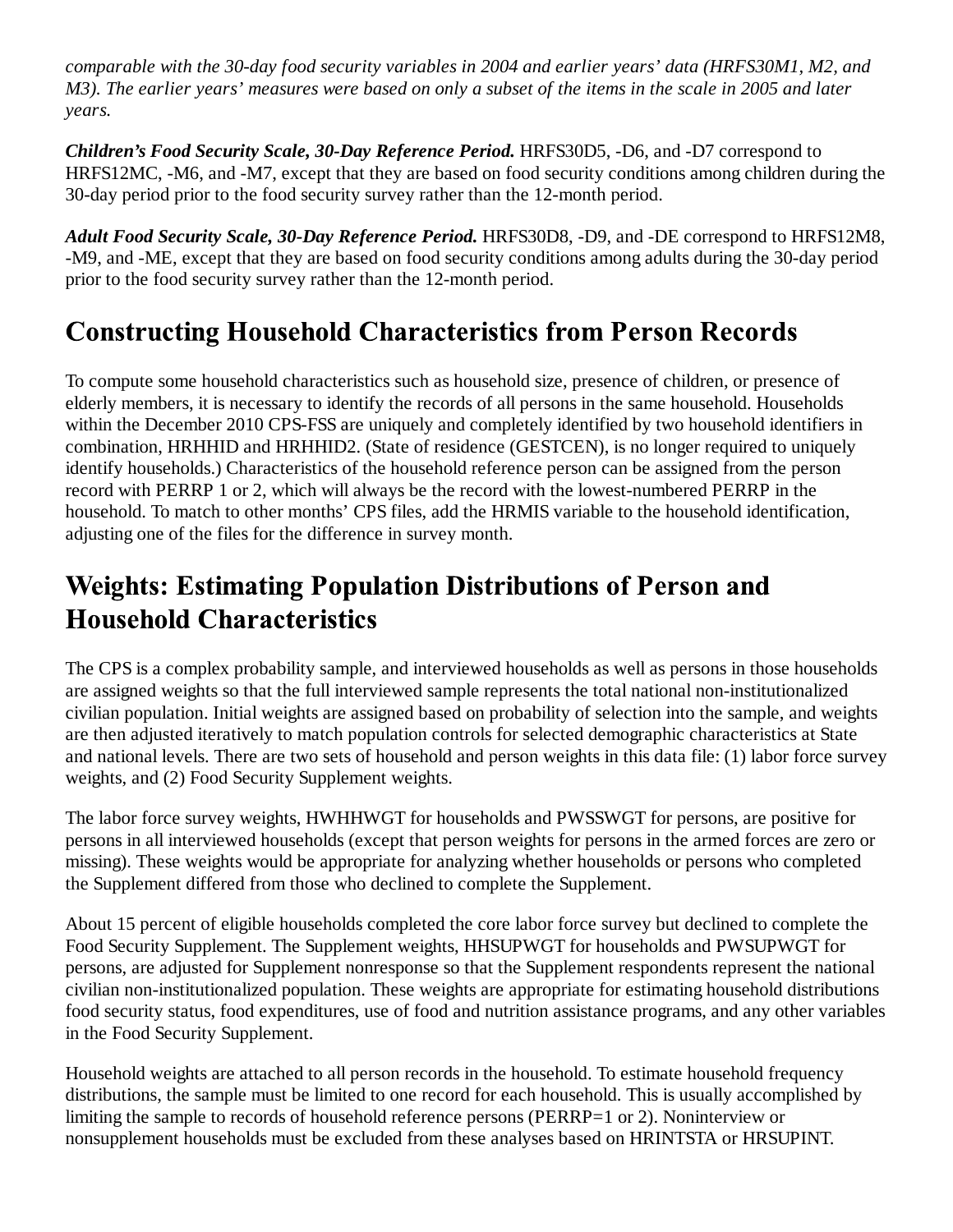*comparable with the 30-day food security variables in 2004 and earlier years' data (HRFS30M1, M2, and M3). The earlier years' measures were based on only a subset of the items in the scale in 2005 and later years.*

***Children's Food Security Scale, 30-Day Reference Period.*** HRFS30D5, -D6, and -D7 correspond to HRFS12MC, -M6, and -M7, except that they are based on food security conditions among children during the 30-day period prior to the food security survey rather than the 12-month period.

***Adult Food Security Scale, 30-Day Reference Period.*** HRFS30D8, -D9, and -DE correspond to HRFS12M8, -M9, and -ME, except that they are based on food security conditions among adults during the 30-day period prior to the food security survey rather than the 12-month period.

## Constructing Household Characteristics from Person Records

To compute some household characteristics such as household size, presence of children, or presence of elderly members, it is necessary to identify the records of all persons in the same household. Households within the December 2010 CPS-FSS are uniquely and completely identified by two household identifiers in combination, HRHHID and HRHHID2. (State of residence (GESTCEN), is no longer required to uniquely identify households.) Characteristics of the household reference person can be assigned from the person record with PERRP 1 or 2, which will always be the record with the lowest-numbered PERRP in the household. To match to other months' CPS files, add the HRMIS variable to the household identification, adjusting one of the files for the difference in survey month.

## Weights: Estimating Population Distributions of Person and Household Characteristics

The CPS is a complex probability sample, and interviewed households as well as persons in those households are assigned weights so that the full interviewed sample represents the total national non-institutionalized civilian population. Initial weights are assigned based on probability of selection into the sample, and weights are then adjusted iteratively to match population controls for selected demographic characteristics at State and national levels. There are two sets of household and person weights in this data file: (1) labor force survey weights, and (2) Food Security Supplement weights.

The labor force survey weights, HWHHWGT for households and PWSSWGT for persons, are positive for persons in all interviewed households (except that person weights for persons in the armed forces are zero or missing). These weights would be appropriate for analyzing whether households or persons who completed the Supplement differed from those who declined to complete the Supplement.

About 15 percent of eligible households completed the core labor force survey but declined to complete the Food Security Supplement. The Supplement weights, HHSUPWGT for households and PWSUPWGT for persons, are adjusted for Supplement nonresponse so that the Supplement respondents represent the national civilian non-institutionalized population. These weights are appropriate for estimating household distributions food security status, food expenditures, use of food and nutrition assistance programs, and any other variables in the Food Security Supplement.

Household weights are attached to all person records in the household. To estimate household frequency distributions, the sample must be limited to one record for each household. This is usually accomplished by limiting the sample to records of household reference persons (PERRP=1 or 2). Noninterview or nonsupplement households must be excluded from these analyses based on HRINTSTA or HRSUPINT.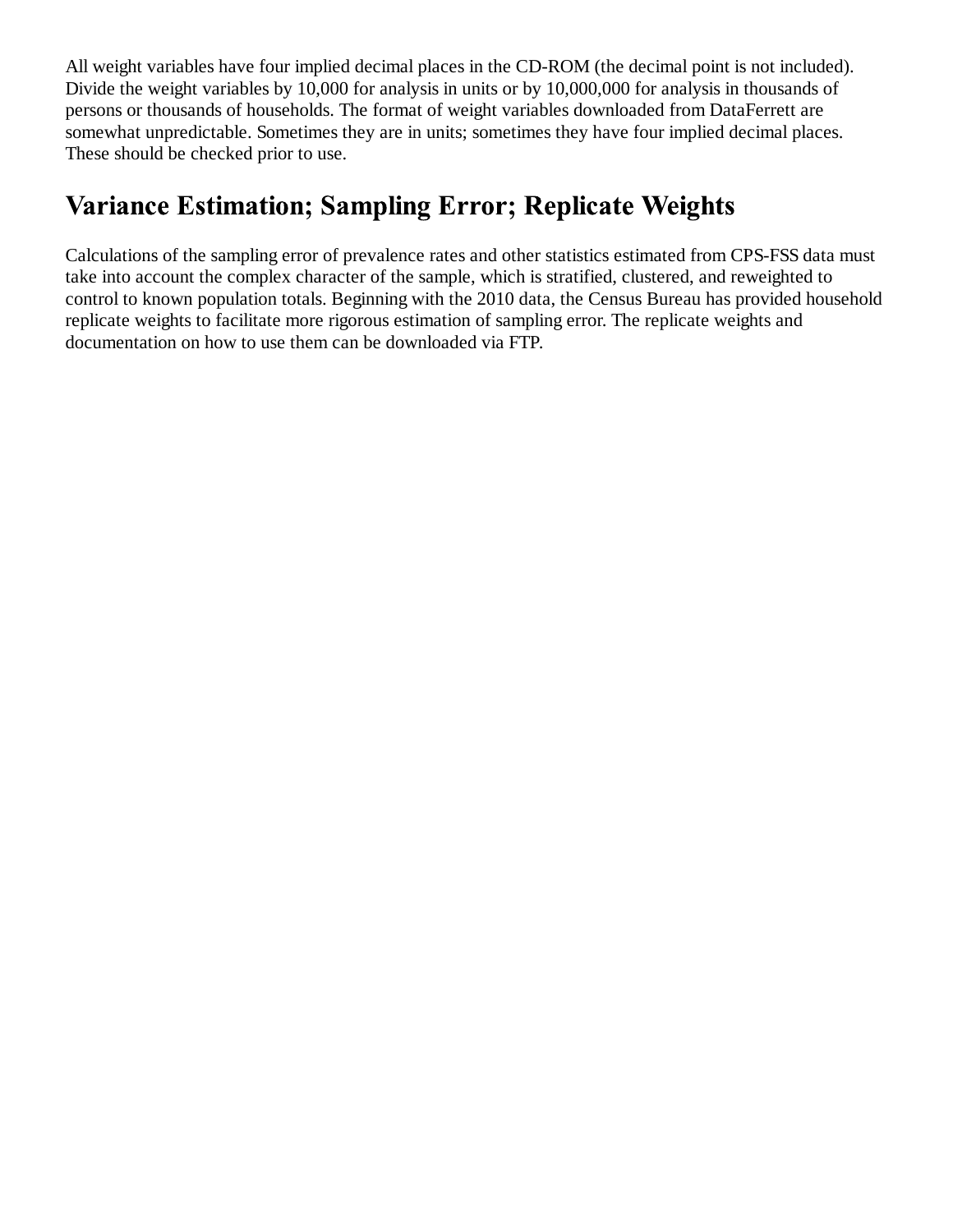All weight variables have four implied decimal places in the CD-ROM (the decimal point is not included). Divide the weight variables by 10,000 for analysis in units or by 10,000,000 for analysis in thousands of persons or thousands of households. The format of weight variables downloaded from DataFerrett are somewhat unpredictable. Sometimes they are in units; sometimes they have four implied decimal places. These should be checked prior to use.

## Variance Estimation; Sampling Error; Replicate Weights

Calculations of the sampling error of prevalence rates and other statistics estimated from CPS-FSS data must take into account the complex character of the sample, which is stratified, clustered, and reweighted to control to known population totals. Beginning with the 2010 data, the Census Bureau has provided household replicate weights to facilitate more rigorous estimation of sampling error. The replicate weights and documentation on how to use them can be downloaded via FTP.